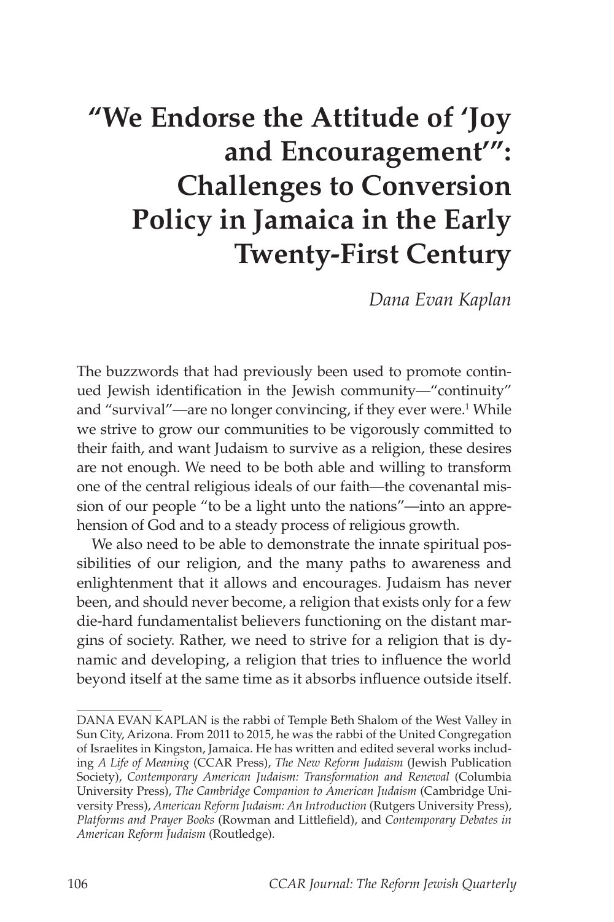# "We Endorse the Attitude of 'Joy and Encouragement'": Challenges to Conversion Policy in Jamaica in the Early Twenty-First Century

*Dana Evan Kaplan*

The buzzwords that had previously been used to promote continued Jewish identification in the Jewish community—"continuity" and "survival"—are no longer convincing, if they ever were.[1] While we strive to grow our communities to be vigorously committed to their faith, and want Judaism to survive as a religion, these desires are not enough. We need to be both able and willing to transform one of the central religious ideals of our faith—the covenantal mission of our people "to be a light unto the nations"—into an apprehension of God and to a steady process of religious growth.

We also need to be able to demonstrate the innate spiritual possibilities of our religion, and the many paths to awareness and enlightenment that it allows and encourages. Judaism has never been, and should never become, a religion that exists only for a few die-hard fundamentalist believers functioning on the distant margins of society. Rather, we need to strive for a religion that is dynamic and developing, a religion that tries to influence the world beyond itself at the same time as it absorbs influence outside itself.

---

DANA EVAN KAPLAN is the rabbi of Temple Beth Shalom of the West Valley in Sun City, Arizona. From 2011 to 2015, he was the rabbi of the United Congregation of Israelites in Kingston, Jamaica. He has written and edited several works including *A Life of Meaning* (CCAR Press), *The New Reform Judaism* (Jewish Publication Society), *Contemporary American Judaism: Transformation and Renewal* (Columbia University Press), *The Cambridge Companion to American Judaism* (Cambridge University Press), *American Reform Judaism: An Introduction* (Rutgers University Press), *Platforms and Prayer Books* (Rowman and Littlefield), and *Contemporary Debates in American Reform Judaism* (Routledge).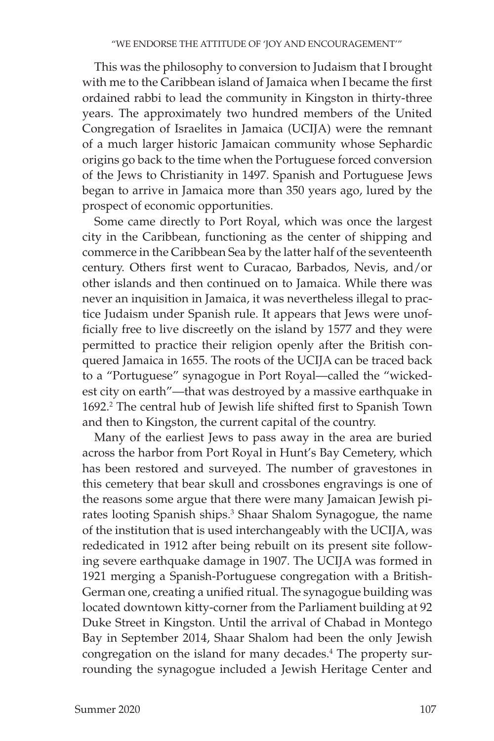This was the philosophy to conversion to Judaism that I brought with me to the Caribbean island of Jamaica when I became the first ordained rabbi to lead the community in Kingston in thirty-three years. The approximately two hundred members of the United Congregation of Israelites in Jamaica (UCIJA) were the remnant of a much larger historic Jamaican community whose Sephardic origins go back to the time when the Portuguese forced conversion of the Jews to Christianity in 1497. Spanish and Portuguese Jews began to arrive in Jamaica more than 350 years ago, lured by the prospect of economic opportunities.

Some came directly to Port Royal, which was once the largest city in the Caribbean, functioning as the center of shipping and commerce in the Caribbean Sea by the latter half of the seventeenth century. Others first went to Curacao, Barbados, Nevis, and/or other islands and then continued on to Jamaica. While there was never an inquisition in Jamaica, it was nevertheless illegal to practice Judaism under Spanish rule. It appears that Jews were unofficially free to live discreetly on the island by 1577 and they were permitted to practice their religion openly after the British conquered Jamaica in 1655. The roots of the UCIJA can be traced back to a "Portuguese" synagogue in Port Royal—called the "wickedest city on earth"—that was destroyed by a massive earthquake in 1692.[2] The central hub of Jewish life shifted first to Spanish Town and then to Kingston, the current capital of the country.

Many of the earliest Jews to pass away in the area are buried across the harbor from Port Royal in Hunt's Bay Cemetery, which has been restored and surveyed. The number of gravestones in this cemetery that bear skull and crossbones engravings is one of the reasons some argue that there were many Jamaican Jewish pirates looting Spanish ships.[3] Shaar Shalom Synagogue, the name of the institution that is used interchangeably with the UCIJA, was rededicated in 1912 after being rebuilt on its present site following severe earthquake damage in 1907. The UCIJA was formed in 1921 merging a Spanish-Portuguese congregation with a British-German one, creating a unified ritual. The synagogue building was located downtown kitty-corner from the Parliament building at 92 Duke Street in Kingston. Until the arrival of Chabad in Montego Bay in September 2014, Shaar Shalom had been the only Jewish congregation on the island for many decades.[4] The property surrounding the synagogue included a Jewish Heritage Center and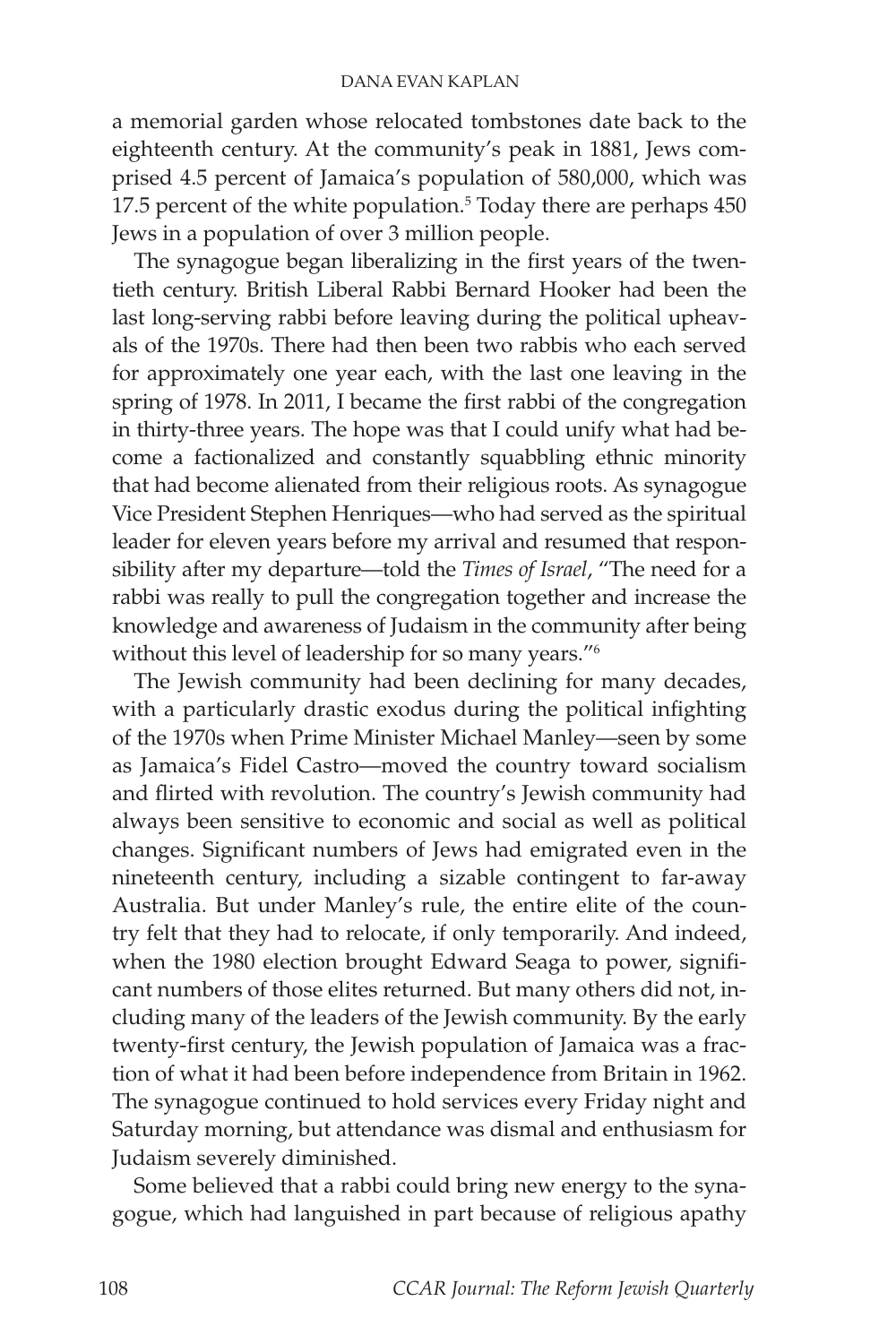a memorial garden whose relocated tombstones date back to the eighteenth century. At the community's peak in 1881, Jews comprised 4.5 percent of Jamaica's population of 580,000, which was 17.5 percent of the white population.[5] Today there are perhaps 450 Jews in a population of over 3 million people.

The synagogue began liberalizing in the first years of the twentieth century. British Liberal Rabbi Bernard Hooker had been the last long-serving rabbi before leaving during the political upheavals of the 1970s. There had then been two rabbis who each served for approximately one year each, with the last one leaving in the spring of 1978. In 2011, I became the first rabbi of the congregation in thirty-three years. The hope was that I could unify what had become a factionalized and constantly squabbling ethnic minority that had become alienated from their religious roots. As synagogue Vice President Stephen Henriques—who had served as the spiritual leader for eleven years before my arrival and resumed that responsibility after my departure—told the *Times of Israel*, "The need for a rabbi was really to pull the congregation together and increase the knowledge and awareness of Judaism in the community after being without this level of leadership for so many years."[6]

The Jewish community had been declining for many decades, with a particularly drastic exodus during the political infighting of the 1970s when Prime Minister Michael Manley—seen by some as Jamaica's Fidel Castro—moved the country toward socialism and flirted with revolution. The country's Jewish community had always been sensitive to economic and social as well as political changes. Significant numbers of Jews had emigrated even in the nineteenth century, including a sizable contingent to far-away Australia. But under Manley's rule, the entire elite of the country felt that they had to relocate, if only temporarily. And indeed, when the 1980 election brought Edward Seaga to power, significant numbers of those elites returned. But many others did not, including many of the leaders of the Jewish community. By the early twenty-first century, the Jewish population of Jamaica was a fraction of what it had been before independence from Britain in 1962. The synagogue continued to hold services every Friday night and Saturday morning, but attendance was dismal and enthusiasm for Judaism severely diminished.

Some believed that a rabbi could bring new energy to the synagogue, which had languished in part because of religious apathy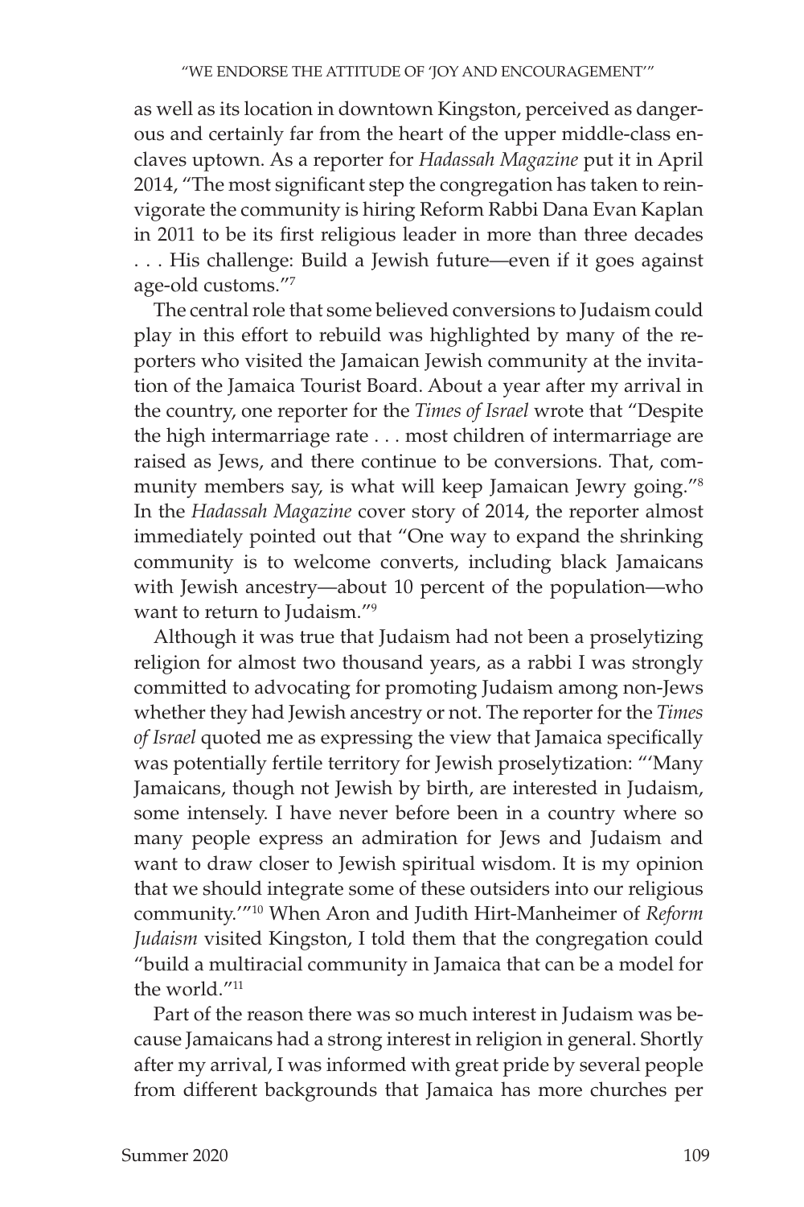as well as its location in downtown Kingston, perceived as dangerous and certainly far from the heart of the upper middle-class enclaves uptown. As a reporter for *Hadassah Magazine* put it in April 2014, "The most significant step the congregation has taken to reinvigorate the community is hiring Reform Rabbi Dana Evan Kaplan in 2011 to be its first religious leader in more than three decades . . . His challenge: Build a Jewish future—even if it goes against age-old customs."[7]

The central role that some believed conversions to Judaism could play in this effort to rebuild was highlighted by many of the reporters who visited the Jamaican Jewish community at the invitation of the Jamaica Tourist Board. About a year after my arrival in the country, one reporter for the *Times of Israel* wrote that "Despite the high intermarriage rate . . . most children of intermarriage are raised as Jews, and there continue to be conversions. That, community members say, is what will keep Jamaican Jewry going."[8] In the *Hadassah Magazine* cover story of 2014, the reporter almost immediately pointed out that "One way to expand the shrinking community is to welcome converts, including black Jamaicans with Jewish ancestry—about 10 percent of the population—who want to return to Judaism."[9]

Although it was true that Judaism had not been a proselytizing religion for almost two thousand years, as a rabbi I was strongly committed to advocating for promoting Judaism among non-Jews whether they had Jewish ancestry or not. The reporter for the *Times of Israel* quoted me as expressing the view that Jamaica specifically was potentially fertile territory for Jewish proselytization: "'Many Jamaicans, though not Jewish by birth, are interested in Judaism, some intensely. I have never before been in a country where so many people express an admiration for Jews and Judaism and want to draw closer to Jewish spiritual wisdom. It is my opinion that we should integrate some of these outsiders into our religious community.'"[10] When Aron and Judith Hirt-Manheimer of *Reform Judaism* visited Kingston, I told them that the congregation could "build a multiracial community in Jamaica that can be a model for the world."[11]

Part of the reason there was so much interest in Judaism was because Jamaicans had a strong interest in religion in general. Shortly after my arrival, I was informed with great pride by several people from different backgrounds that Jamaica has more churches per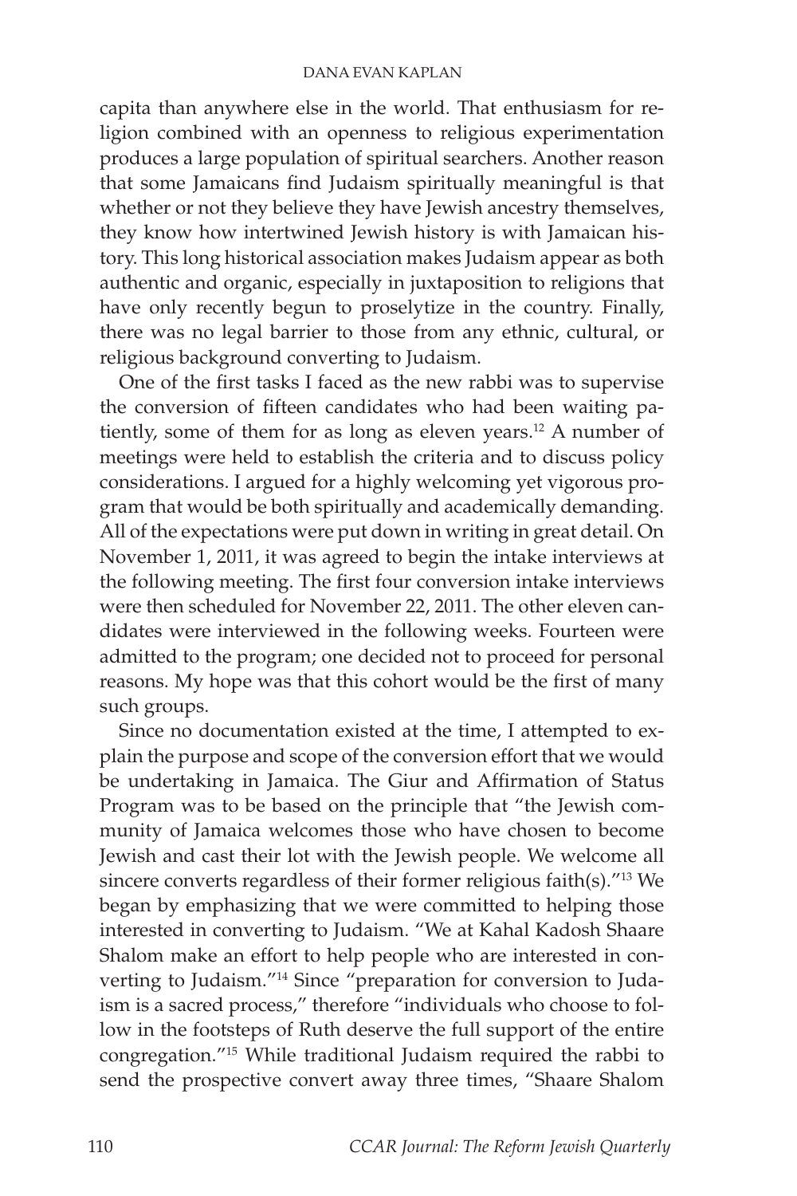capita than anywhere else in the world. That enthusiasm for religion combined with an openness to religious experimentation produces a large population of spiritual searchers. Another reason that some Jamaicans find Judaism spiritually meaningful is that whether or not they believe they have Jewish ancestry themselves, they know how intertwined Jewish history is with Jamaican history. This long historical association makes Judaism appear as both authentic and organic, especially in juxtaposition to religions that have only recently begun to proselytize in the country. Finally, there was no legal barrier to those from any ethnic, cultural, or religious background converting to Judaism.

One of the first tasks I faced as the new rabbi was to supervise the conversion of fifteen candidates who had been waiting patiently, some of them for as long as eleven years.[12] A number of meetings were held to establish the criteria and to discuss policy considerations. I argued for a highly welcoming yet vigorous program that would be both spiritually and academically demanding. All of the expectations were put down in writing in great detail. On November 1, 2011, it was agreed to begin the intake interviews at the following meeting. The first four conversion intake interviews were then scheduled for November 22, 2011. The other eleven candidates were interviewed in the following weeks. Fourteen were admitted to the program; one decided not to proceed for personal reasons. My hope was that this cohort would be the first of many such groups.

Since no documentation existed at the time, I attempted to explain the purpose and scope of the conversion effort that we would be undertaking in Jamaica. The Giur and Affirmation of Status Program was to be based on the principle that "the Jewish community of Jamaica welcomes those who have chosen to become Jewish and cast their lot with the Jewish people. We welcome all sincere converts regardless of their former religious faith(s)."[13] We began by emphasizing that we were committed to helping those interested in converting to Judaism. "We at Kahal Kadosh Shaare Shalom make an effort to help people who are interested in converting to Judaism."[14] Since "preparation for conversion to Judaism is a sacred process," therefore "individuals who choose to follow in the footsteps of Ruth deserve the full support of the entire congregation."[15] While traditional Judaism required the rabbi to send the prospective convert away three times, "Shaare Shalom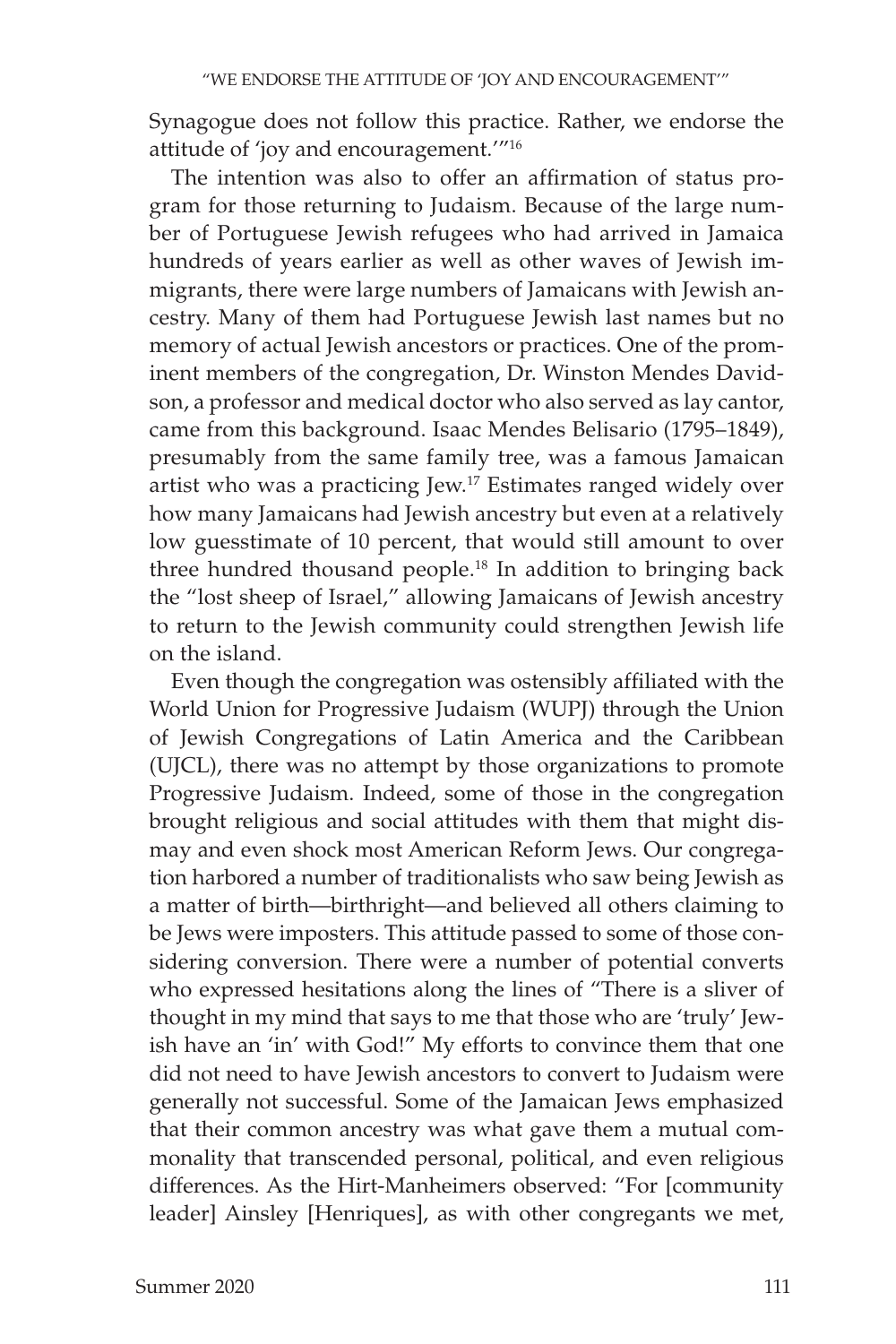Synagogue does not follow this practice. Rather, we endorse the attitude of 'joy and encouragement.'"[16]

The intention was also to offer an affirmation of status program for those returning to Judaism. Because of the large number of Portuguese Jewish refugees who had arrived in Jamaica hundreds of years earlier as well as other waves of Jewish immigrants, there were large numbers of Jamaicans with Jewish ancestry. Many of them had Portuguese Jewish last names but no memory of actual Jewish ancestors or practices. One of the prominent members of the congregation, Dr. Winston Mendes Davidson, a professor and medical doctor who also served as lay cantor, came from this background. Isaac Mendes Belisario (1795–1849), presumably from the same family tree, was a famous Jamaican artist who was a practicing Jew.[17] Estimates ranged widely over how many Jamaicans had Jewish ancestry but even at a relatively low guesstimate of 10 percent, that would still amount to over three hundred thousand people.[18] In addition to bringing back the "lost sheep of Israel," allowing Jamaicans of Jewish ancestry to return to the Jewish community could strengthen Jewish life on the island.

Even though the congregation was ostensibly affiliated with the World Union for Progressive Judaism (WUPJ) through the Union of Jewish Congregations of Latin America and the Caribbean (UJCL), there was no attempt by those organizations to promote Progressive Judaism. Indeed, some of those in the congregation brought religious and social attitudes with them that might dismay and even shock most American Reform Jews. Our congregation harbored a number of traditionalists who saw being Jewish as a matter of birth—birthright—and believed all others claiming to be Jews were imposters. This attitude passed to some of those considering conversion. There were a number of potential converts who expressed hesitations along the lines of "There is a sliver of thought in my mind that says to me that those who are 'truly' Jewish have an 'in' with God!" My efforts to convince them that one did not need to have Jewish ancestors to convert to Judaism were generally not successful. Some of the Jamaican Jews emphasized that their common ancestry was what gave them a mutual commonality that transcended personal, political, and even religious differences. As the Hirt-Manheimers observed: "For [community leader] Ainsley [Henriques], as with other congregants we met,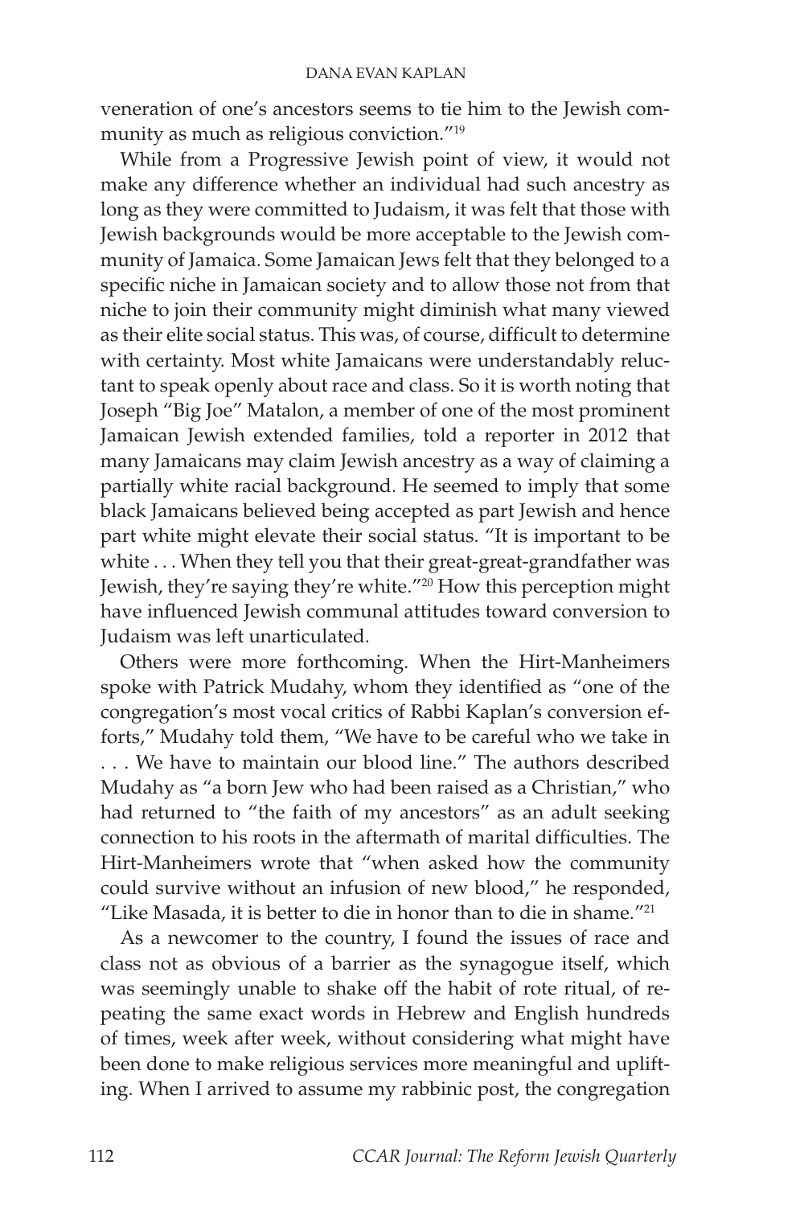veneration of one's ancestors seems to tie him to the Jewish community as much as religious conviction."[19]

While from a Progressive Jewish point of view, it would not make any difference whether an individual had such ancestry as long as they were committed to Judaism, it was felt that those with Jewish backgrounds would be more acceptable to the Jewish community of Jamaica. Some Jamaican Jews felt that they belonged to a specific niche in Jamaican society and to allow those not from that niche to join their community might diminish what many viewed as their elite social status. This was, of course, difficult to determine with certainty. Most white Jamaicans were understandably reluctant to speak openly about race and class. So it is worth noting that Joseph "Big Joe" Matalon, a member of one of the most prominent Jamaican Jewish extended families, told a reporter in 2012 that many Jamaicans may claim Jewish ancestry as a way of claiming a partially white racial background. He seemed to imply that some black Jamaicans believed being accepted as part Jewish and hence part white might elevate their social status. "It is important to be white . . . When they tell you that their great-great-grandfather was Jewish, they're saying they're white."[20] How this perception might have influenced Jewish communal attitudes toward conversion to Judaism was left unarticulated.

Others were more forthcoming. When the Hirt-Manheimers spoke with Patrick Mudahy, whom they identified as "one of the congregation's most vocal critics of Rabbi Kaplan's conversion efforts," Mudahy told them, "We have to be careful who we take in . . . We have to maintain our blood line." The authors described Mudahy as "a born Jew who had been raised as a Christian," who had returned to "the faith of my ancestors" as an adult seeking connection to his roots in the aftermath of marital difficulties. The Hirt-Manheimers wrote that "when asked how the community could survive without an infusion of new blood," he responded, "Like Masada, it is better to die in honor than to die in shame."[21]

As a newcomer to the country, I found the issues of race and class not as obvious of a barrier as the synagogue itself, which was seemingly unable to shake off the habit of rote ritual, of repeating the same exact words in Hebrew and English hundreds of times, week after week, without considering what might have been done to make religious services more meaningful and uplifting. When I arrived to assume my rabbinic post, the congregation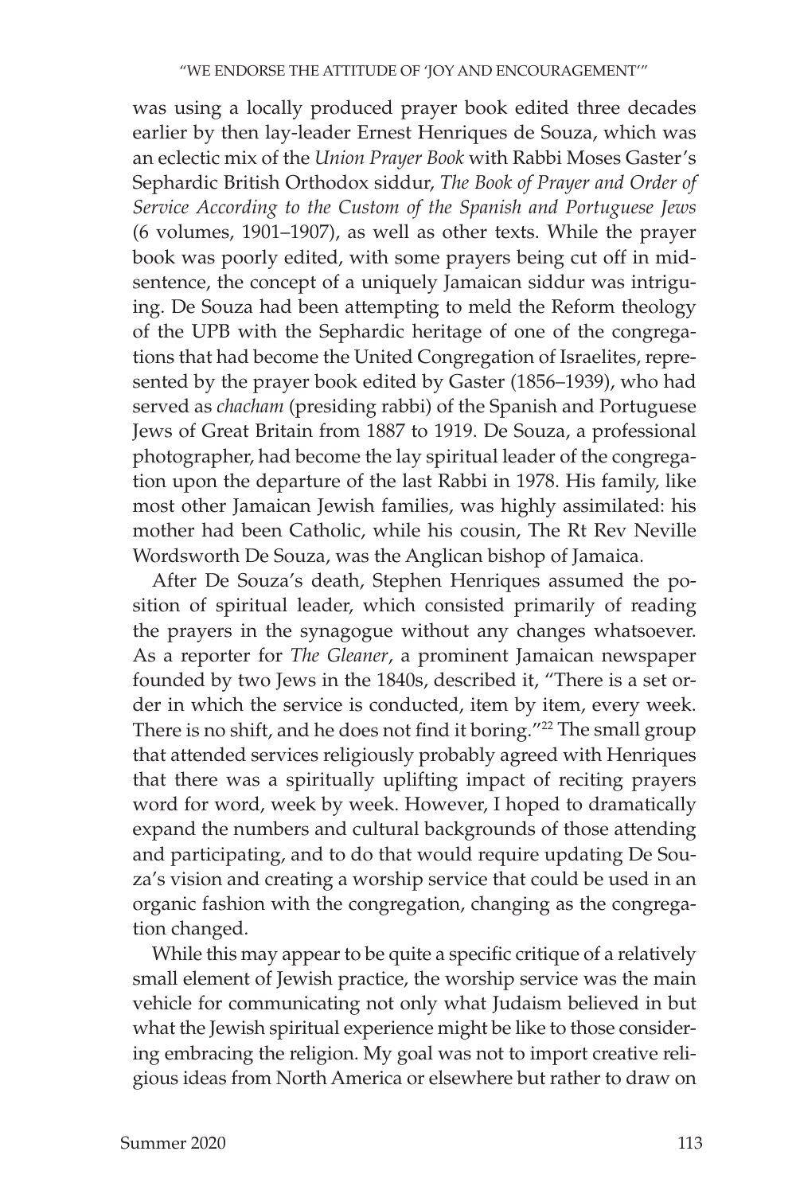was using a locally produced prayer book edited three decades earlier by then lay-leader Ernest Henriques de Souza, which was an eclectic mix of the *Union Prayer Book* with Rabbi Moses Gaster's Sephardic British Orthodox siddur, *The Book of Prayer and Order of Service According to the Custom of the Spanish and Portuguese Jews* (6 volumes, 1901–1907), as well as other texts. While the prayer book was poorly edited, with some prayers being cut off in mid-sentence, the concept of a uniquely Jamaican siddur was intriguing. De Souza had been attempting to meld the Reform theology of the UPB with the Sephardic heritage of one of the congregations that had become the United Congregation of Israelites, represented by the prayer book edited by Gaster (1856–1939), who had served as *chacham* (presiding rabbi) of the Spanish and Portuguese Jews of Great Britain from 1887 to 1919. De Souza, a professional photographer, had become the lay spiritual leader of the congregation upon the departure of the last Rabbi in 1978. His family, like most other Jamaican Jewish families, was highly assimilated: his mother had been Catholic, while his cousin, The Rt Rev Neville Wordsworth De Souza, was the Anglican bishop of Jamaica.

After De Souza's death, Stephen Henriques assumed the position of spiritual leader, which consisted primarily of reading the prayers in the synagogue without any changes whatsoever. As a reporter for *The Gleaner*, a prominent Jamaican newspaper founded by two Jews in the 1840s, described it, "There is a set order in which the service is conducted, item by item, every week. There is no shift, and he does not find it boring."[22] The small group that attended services religiously probably agreed with Henriques that there was a spiritually uplifting impact of reciting prayers word for word, week by week. However, I hoped to dramatically expand the numbers and cultural backgrounds of those attending and participating, and to do that would require updating De Souza's vision and creating a worship service that could be used in an organic fashion with the congregation, changing as the congregation changed.

While this may appear to be quite a specific critique of a relatively small element of Jewish practice, the worship service was the main vehicle for communicating not only what Judaism believed in but what the Jewish spiritual experience might be like to those considering embracing the religion. My goal was not to import creative religious ideas from North America or elsewhere but rather to draw on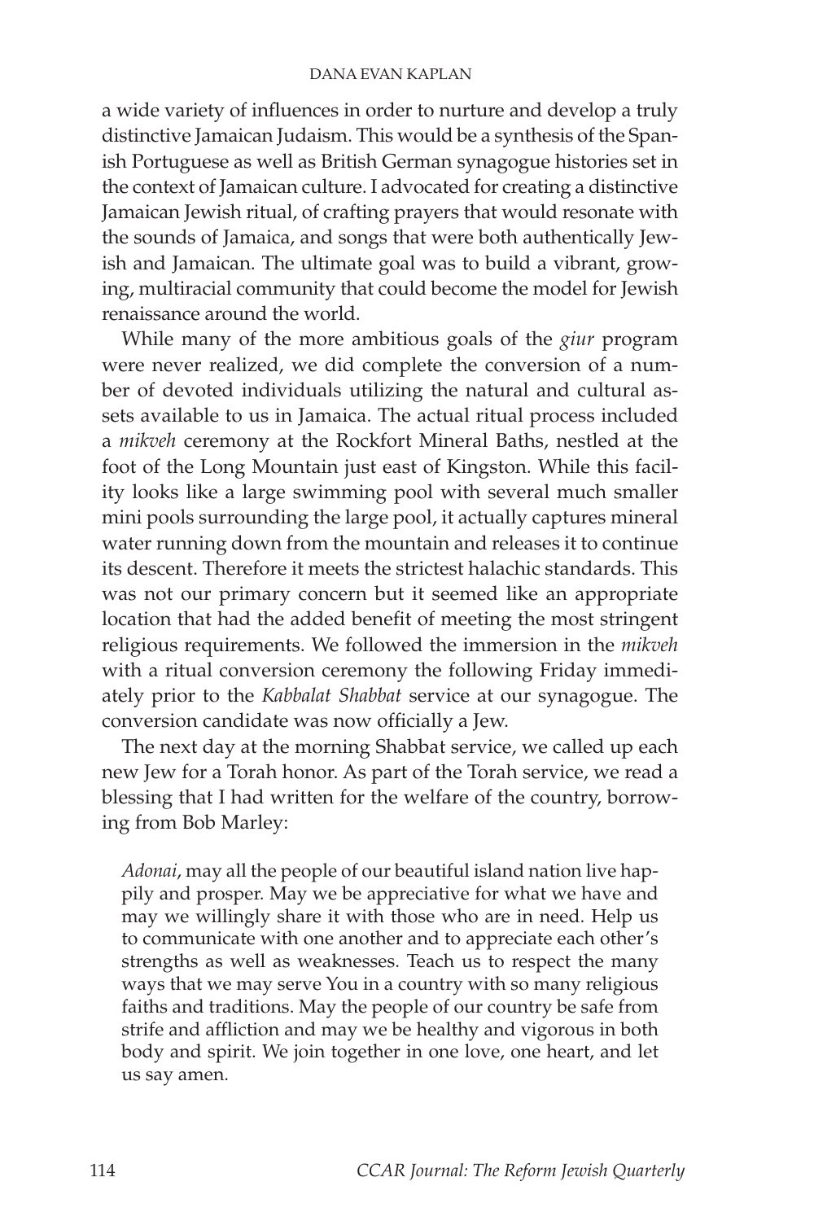a wide variety of influences in order to nurture and develop a truly distinctive Jamaican Judaism. This would be a synthesis of the Spanish Portuguese as well as British German synagogue histories set in the context of Jamaican culture. I advocated for creating a distinctive Jamaican Jewish ritual, of crafting prayers that would resonate with the sounds of Jamaica, and songs that were both authentically Jewish and Jamaican. The ultimate goal was to build a vibrant, growing, multiracial community that could become the model for Jewish renaissance around the world.

While many of the more ambitious goals of the *giur* program were never realized, we did complete the conversion of a number of devoted individuals utilizing the natural and cultural assets available to us in Jamaica. The actual ritual process included a *mikveh* ceremony at the Rockfort Mineral Baths, nestled at the foot of the Long Mountain just east of Kingston. While this facility looks like a large swimming pool with several much smaller mini pools surrounding the large pool, it actually captures mineral water running down from the mountain and releases it to continue its descent. Therefore it meets the strictest halachic standards. This was not our primary concern but it seemed like an appropriate location that had the added benefit of meeting the most stringent religious requirements. We followed the immersion in the *mikveh* with a ritual conversion ceremony the following Friday immediately prior to the *Kabbalat Shabbat* service at our synagogue. The conversion candidate was now officially a Jew.

The next day at the morning Shabbat service, we called up each new Jew for a Torah honor. As part of the Torah service, we read a blessing that I had written for the welfare of the country, borrowing from Bob Marley:

> *Adonai*, may all the people of our beautiful island nation live happily and prosper. May we be appreciative for what we have and may we willingly share it with those who are in need. Help us to communicate with one another and to appreciate each other's strengths as well as weaknesses. Teach us to respect the many ways that we may serve You in a country with so many religious faiths and traditions. May the people of our country be safe from strife and affliction and may we be healthy and vigorous in both body and spirit. We join together in one love, one heart, and let us say amen.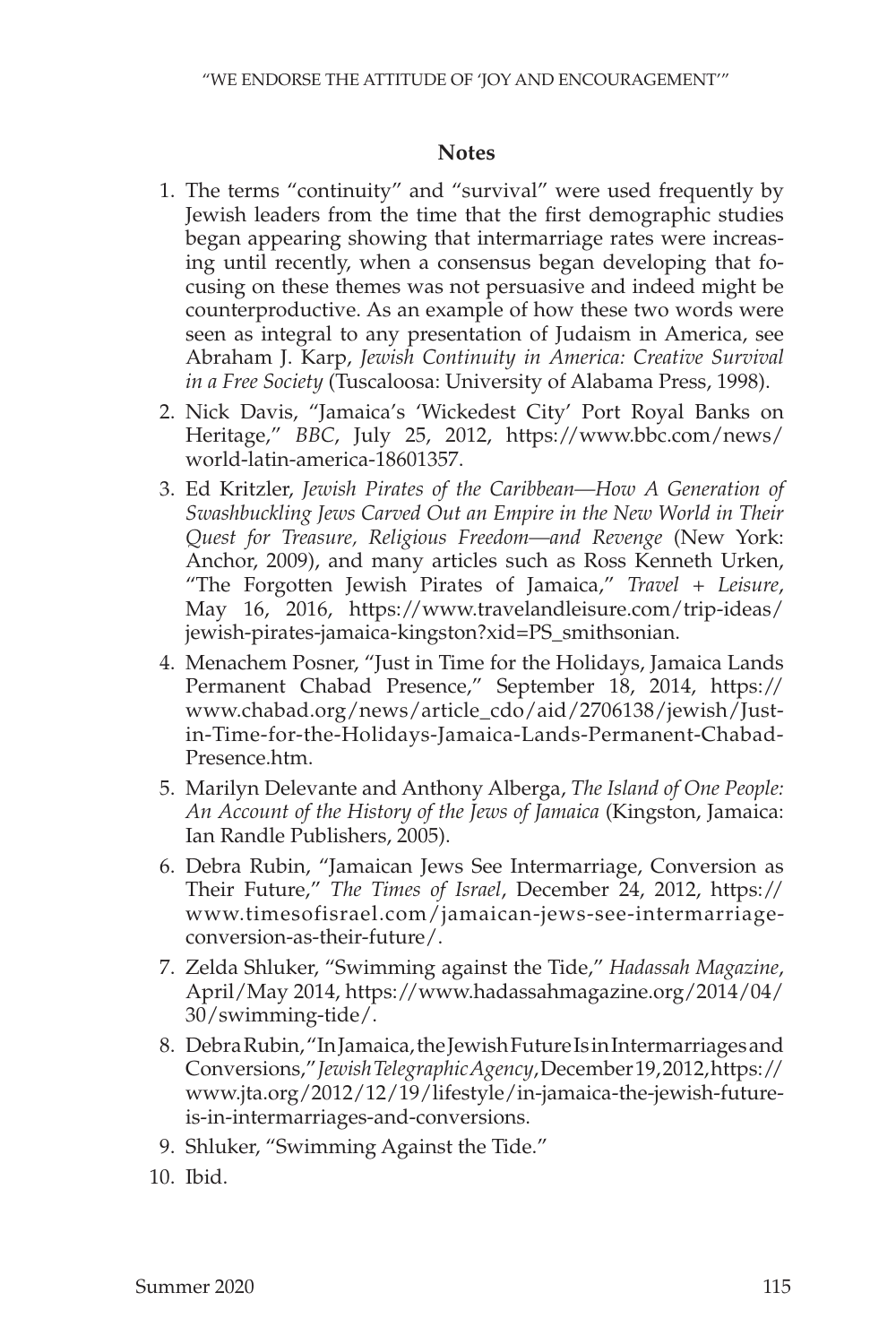## Notes

1. The terms "continuity" and "survival" were used frequently by Jewish leaders from the time that the first demographic studies began appearing showing that intermarriage rates were increasing until recently, when a consensus began developing that focusing on these themes was not persuasive and indeed might be counterproductive. As an example of how these two words were seen as integral to any presentation of Judaism in America, see Abraham J. Karp, *Jewish Continuity in America: Creative Survival in a Free Society* (Tuscaloosa: University of Alabama Press, 1998).
2. Nick Davis, "Jamaica's 'Wickedest City' Port Royal Banks on Heritage," *BBC*, July 25, 2012, https://www.bbc.com/news/world-latin-america-18601357.
3. Ed Kritzler, *Jewish Pirates of the Caribbean—How A Generation of Swashbuckling Jews Carved Out an Empire in the New World in Their Quest for Treasure, Religious Freedom—and Revenge* (New York: Anchor, 2009), and many articles such as Ross Kenneth Urken, "The Forgotten Jewish Pirates of Jamaica," *Travel + Leisure*, May 16, 2016, https://www.travelandleisure.com/trip-ideas/jewish-pirates-jamaica-kingston?xid=PS_smithsonian.
4. Menachem Posner, "Just in Time for the Holidays, Jamaica Lands Permanent Chabad Presence," September 18, 2014, https://www.chabad.org/news/article_cdo/aid/2706138/jewish/Just-in-Time-for-the-Holidays-Jamaica-Lands-Permanent-Chabad-Presence.htm.
5. Marilyn Delevante and Anthony Alberga, *The Island of One People: An Account of the History of the Jews of Jamaica* (Kingston, Jamaica: Ian Randle Publishers, 2005).
6. Debra Rubin, "Jamaican Jews See Intermarriage, Conversion as Their Future," *The Times of Israel*, December 24, 2012, https://www.timesofisrael.com/jamaican-jews-see-intermarriage-conversion-as-their-future/.
7. Zelda Shluker, "Swimming against the Tide," *Hadassah Magazine*, April/May 2014, https://www.hadassahmagazine.org/2014/04/30/swimming-tide/.
8. Debra Rubin, "In Jamaica, the Jewish Future Is in Intermarriages and Conversions," *Jewish Telegraphic Agency*, December 19, 2012, https://www.jta.org/2012/12/19/lifestyle/in-jamaica-the-jewish-future-is-in-intermarriages-and-conversions.
9. Shluker, "Swimming Against the Tide."
10. Ibid.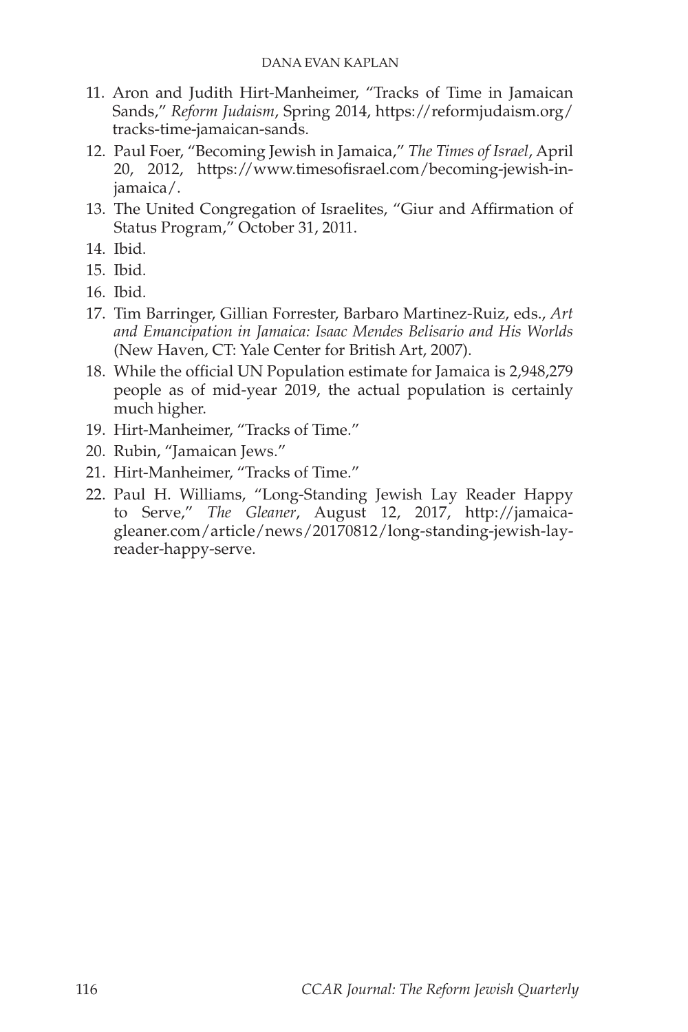11. Aron and Judith Hirt-Manheimer, "Tracks of Time in Jamaican Sands," *Reform Judaism*, Spring 2014, https://reformjudaism.org/tracks-time-jamaican-sands.
12. Paul Foer, "Becoming Jewish in Jamaica," *The Times of Israel*, April 20, 2012, https://www.timesofisrael.com/becoming-jewish-in-jamaica/.
13. The United Congregation of Israelites, "Giur and Affirmation of Status Program," October 31, 2011.
14. Ibid.
15. Ibid.
16. Ibid.
17. Tim Barringer, Gillian Forrester, Barbaro Martinez-Ruiz, eds., *Art and Emancipation in Jamaica: Isaac Mendes Belisario and His Worlds* (New Haven, CT: Yale Center for British Art, 2007).
18. While the official UN Population estimate for Jamaica is 2,948,279 people as of mid-year 2019, the actual population is certainly much higher.
19. Hirt-Manheimer, "Tracks of Time."
20. Rubin, "Jamaican Jews."
21. Hirt-Manheimer, "Tracks of Time."
22. Paul H. Williams, "Long-Standing Jewish Lay Reader Happy to Serve," *The Gleaner*, August 12, 2017, http://jamaica-gleaner.com/article/news/20170812/long-standing-jewish-lay-reader-happy-serve.